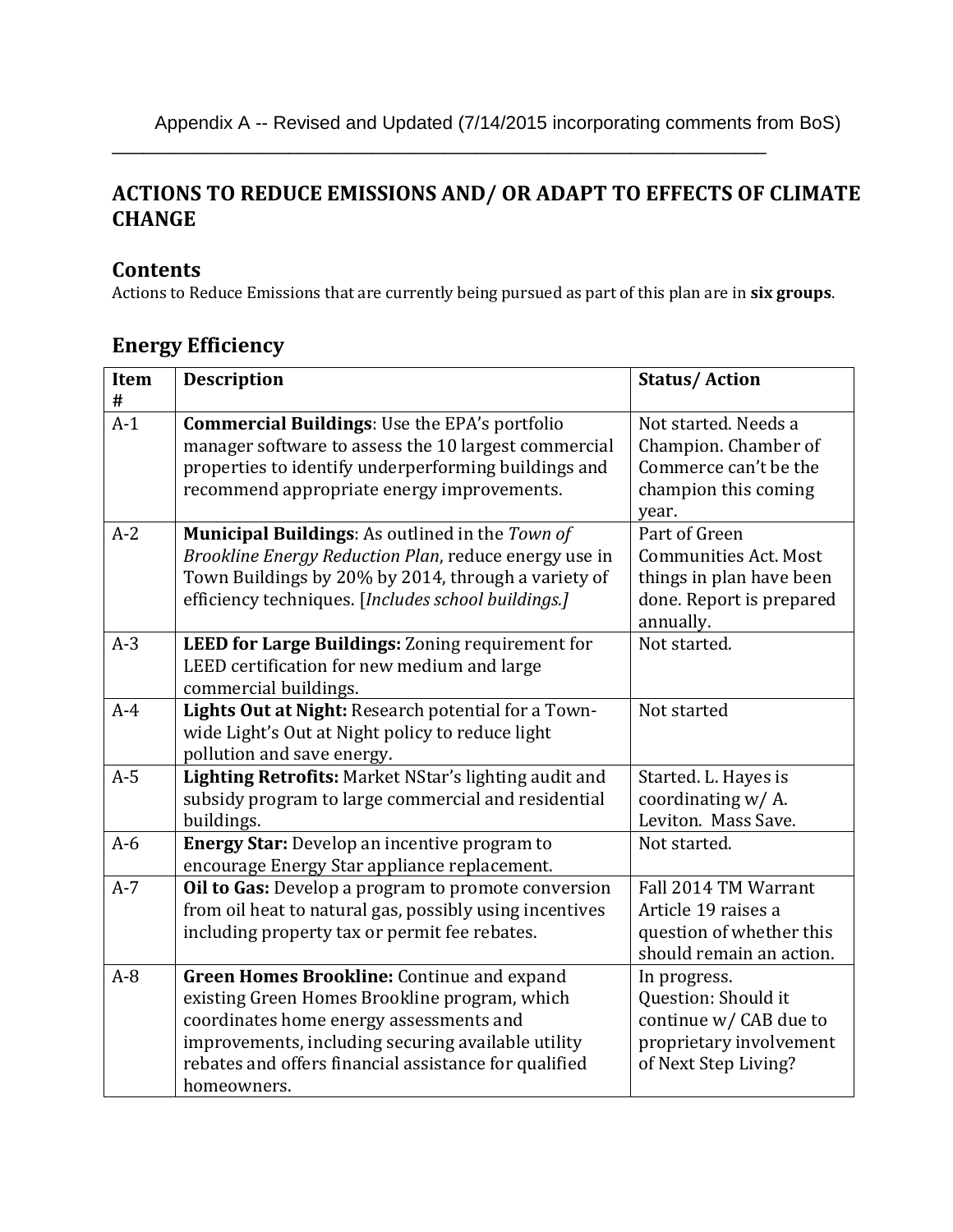Appendix A -- Revised and Updated (7/14/2015 incorporating comments from BoS)

# ACTIONS TO REDUCE EMISSIONS AND/ OR ADAPT TO EFFECTS OF CLIMATE CHANGE

## Contents

Actions to Reduce Emissions that are currently being pursued as part of this plan are in **six groups**.

## Energy Efficiency

| Item # | Description | Status/ Action |
|---|---|---|
| A-1 | **Commercial Buildings**: Use the EPA's portfolio manager software to assess the 10 largest commercial properties to identify underperforming buildings and recommend appropriate energy improvements. | Not started. Needs a Champion. Chamber of Commerce can't be the champion this coming year. |
| A-2 | **Municipal Buildings**: As outlined in the *Town of Brookline Energy Reduction Plan*, reduce energy use in Town Buildings by 20% by 2014, through a variety of efficiency techniques. [*Includes school buildings.]* | Part of Green Communities Act. Most things in plan have been done. Report is prepared annually. |
| A-3 | **LEED for Large Buildings:** Zoning requirement for LEED certification for new medium and large commercial buildings. | Not started. |
| A-4 | **Lights Out at Night:** Research potential for a Town-wide Light's Out at Night policy to reduce light pollution and save energy. | Not started |
| A-5 | **Lighting Retrofits:** Market NStar's lighting audit and subsidy program to large commercial and residential buildings. | Started. L. Hayes is coordinating w/ A. Leviton. Mass Save. |
| A-6 | **Energy Star:** Develop an incentive program to encourage Energy Star appliance replacement. | Not started. |
| A-7 | **Oil to Gas:** Develop a program to promote conversion from oil heat to natural gas, possibly using incentives including property tax or permit fee rebates. | Fall 2014 TM Warrant Article 19 raises a question of whether this should remain an action. |
| A-8 | **Green Homes Brookline:** Continue and expand existing Green Homes Brookline program, which coordinates home energy assessments and improvements, including securing available utility rebates and offers financial assistance for qualified homeowners. | In progress. Question: Should it continue w/ CAB due to proprietary involvement of Next Step Living? |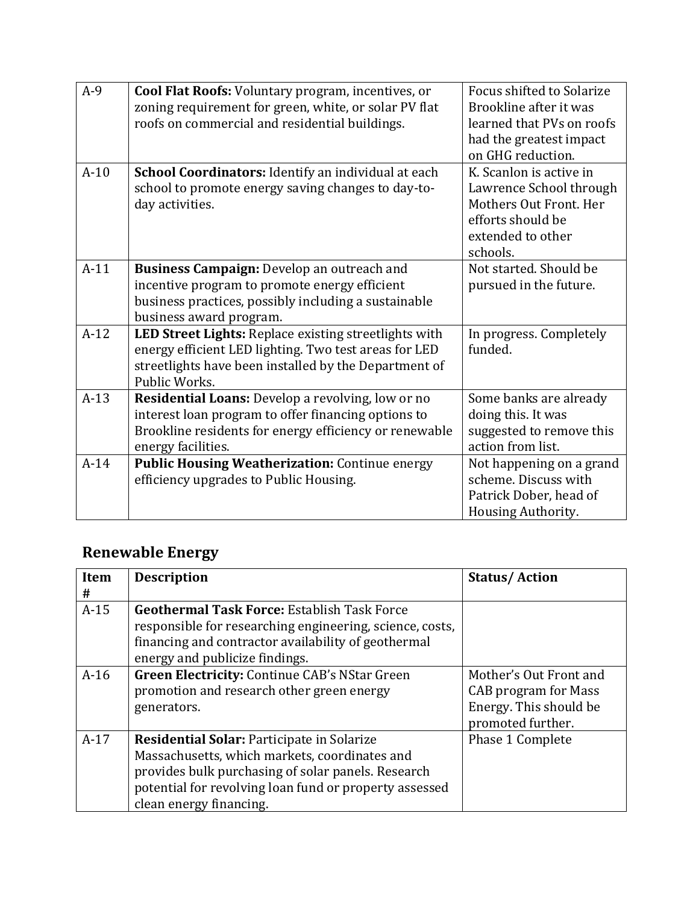| | | |
|---|---|---|
| A-9 | **Cool Flat Roofs:** Voluntary program, incentives, or zoning requirement for green, white, or solar PV flat roofs on commercial and residential buildings. | Focus shifted to Solarize Brookline after it was learned that PVs on roofs had the greatest impact on GHG reduction. |
| A-10 | **School Coordinators:** Identify an individual at each school to promote energy saving changes to day-to-day activities. | K. Scanlon is active in Lawrence School through Mothers Out Front. Her efforts should be extended to other schools. |
| A-11 | **Business Campaign:** Develop an outreach and incentive program to promote energy efficient business practices, possibly including a sustainable business award program. | Not started. Should be pursued in the future. |
| A-12 | **LED Street Lights:** Replace existing streetlights with energy efficient LED lighting. Two test areas for LED streetlights have been installed by the Department of Public Works. | In progress. Completely funded. |
| A-13 | **Residential Loans:** Develop a revolving, low or no interest loan program to offer financing options to Brookline residents for energy efficiency or renewable energy facilities. | Some banks are already doing this. It was suggested to remove this action from list. |
| A-14 | **Public Housing Weatherization:** Continue energy efficiency upgrades to Public Housing. | Not happening on a grand scheme. Discuss with Patrick Dober, head of Housing Authority. |

## Renewable Energy

| Item # | Description | Status/ Action |
|---|---|---|
| A-15 | **Geothermal Task Force:** Establish Task Force responsible for researching engineering, science, costs, financing and contractor availability of geothermal energy and publicize findings. | |
| A-16 | **Green Electricity:** Continue CAB's NStar Green promotion and research other green energy generators. | Mother's Out Front and CAB program for Mass Energy. This should be promoted further. |
| A-17 | **Residential Solar:** Participate in Solarize Massachusetts, which markets, coordinates and provides bulk purchasing of solar panels. Research potential for revolving loan fund or property assessed clean energy financing. | Phase 1 Complete |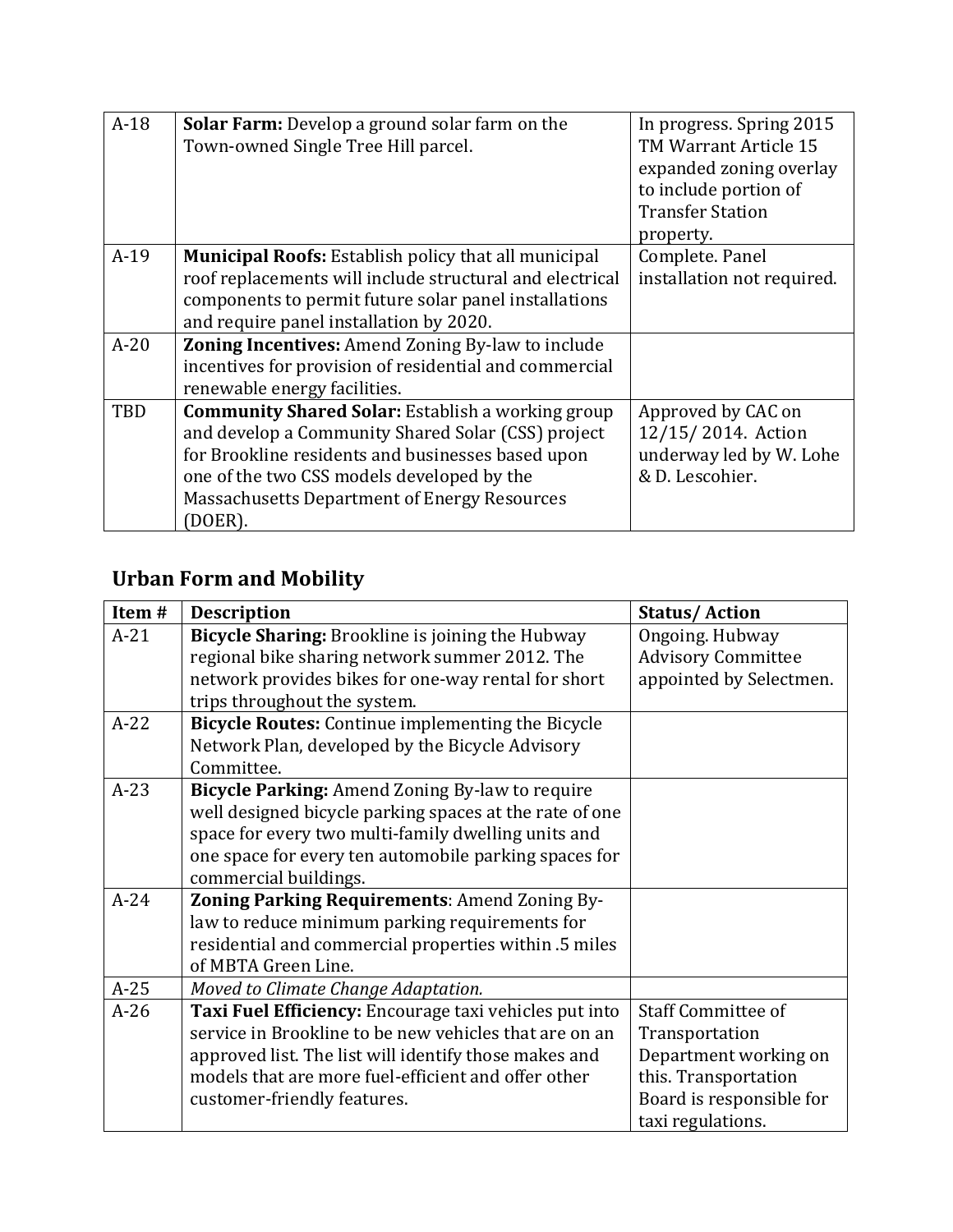| | | |
|---|---|---|
| A-18 | **Solar Farm:** Develop a ground solar farm on the Town-owned Single Tree Hill parcel. | In progress. Spring 2015 TM Warrant Article 15 expanded zoning overlay to include portion of Transfer Station property. |
| A-19 | **Municipal Roofs:** Establish policy that all municipal roof replacements will include structural and electrical components to permit future solar panel installations and require panel installation by 2020. | Complete. Panel installation not required. |
| A-20 | **Zoning Incentives:** Amend Zoning By-law to include incentives for provision of residential and commercial renewable energy facilities. | |
| TBD | **Community Shared Solar:** Establish a working group and develop a Community Shared Solar (CSS) project for Brookline residents and businesses based upon one of the two CSS models developed by the Massachusetts Department of Energy Resources (DOER). | Approved by CAC on 12/15/ 2014. Action underway led by W. Lohe & D. Lescohier. |

## Urban Form and Mobility

| Item # | Description | Status/ Action |
|---|---|---|
| A-21 | **Bicycle Sharing:** Brookline is joining the Hubway regional bike sharing network summer 2012. The network provides bikes for one-way rental for short trips throughout the system. | Ongoing. Hubway Advisory Committee appointed by Selectmen. |
| A-22 | **Bicycle Routes:** Continue implementing the Bicycle Network Plan, developed by the Bicycle Advisory Committee. | |
| A-23 | **Bicycle Parking:** Amend Zoning By-law to require well designed bicycle parking spaces at the rate of one space for every two multi-family dwelling units and one space for every ten automobile parking spaces for commercial buildings. | |
| A-24 | **Zoning Parking Requirements**: Amend Zoning By-law to reduce minimum parking requirements for residential and commercial properties within .5 miles of MBTA Green Line. | |
| A-25 | *Moved to Climate Change Adaptation.* | |
| A-26 | **Taxi Fuel Efficiency:** Encourage taxi vehicles put into service in Brookline to be new vehicles that are on an approved list. The list will identify those makes and models that are more fuel-efficient and offer other customer-friendly features. | Staff Committee of Transportation Department working on this. Transportation Board is responsible for taxi regulations. |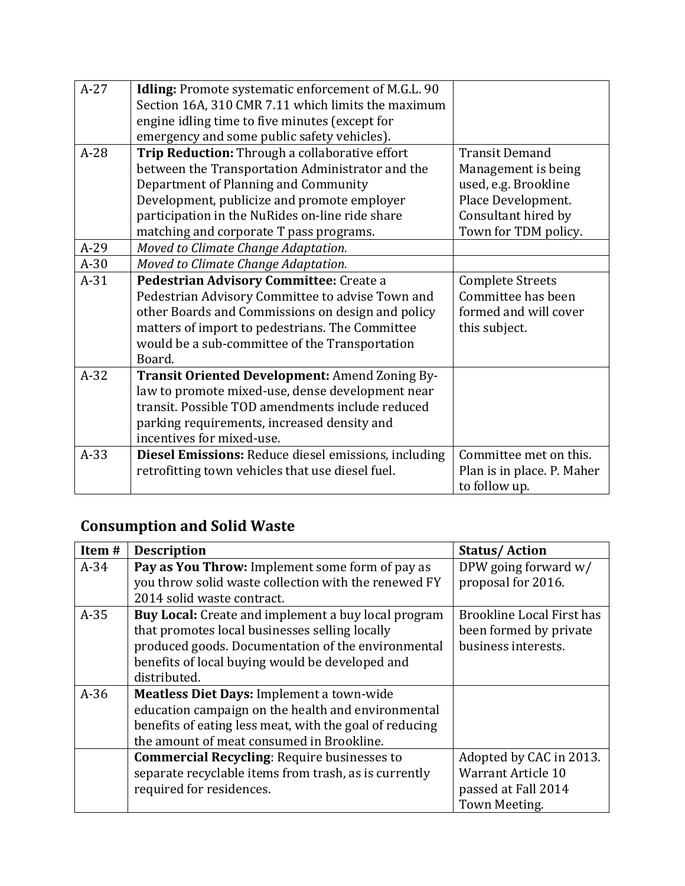| | | |
|---|---|---|
| A-27 | **Idling:** Promote systematic enforcement of M.G.L. 90 Section 16A, 310 CMR 7.11 which limits the maximum engine idling time to five minutes (except for emergency and some public safety vehicles). | |
| A-28 | **Trip Reduction:** Through a collaborative effort between the Transportation Administrator and the Department of Planning and Community Development, publicize and promote employer participation in the NuRides on-line ride share matching and corporate T pass programs. | Transit Demand Management is being used, e.g. Brookline Place Development. Consultant hired by Town for TDM policy. |
| A-29 | *Moved to Climate Change Adaptation.* | |
| A-30 | *Moved to Climate Change Adaptation.* | |
| A-31 | **Pedestrian Advisory Committee:** Create a Pedestrian Advisory Committee to advise Town and other Boards and Commissions on design and policy matters of import to pedestrians. The Committee would be a sub-committee of the Transportation Board. | Complete Streets Committee has been formed and will cover this subject. |
| A-32 | **Transit Oriented Development:** Amend Zoning By-law to promote mixed-use, dense development near transit. Possible TOD amendments include reduced parking requirements, increased density and incentives for mixed-use. | |
| A-33 | **Diesel Emissions:** Reduce diesel emissions, including retrofitting town vehicles that use diesel fuel. | Committee met on this. Plan is in place. P. Maher to follow up. |

## Consumption and Solid Waste

| Item # | Description | Status/ Action |
|---|---|---|
| A-34 | **Pay as You Throw:** Implement some form of pay as you throw solid waste collection with the renewed FY 2014 solid waste contract. | DPW going forward w/ proposal for 2016. |
| A-35 | **Buy Local:** Create and implement a buy local program that promotes local businesses selling locally produced goods. Documentation of the environmental benefits of local buying would be developed and distributed. | Brookline Local First has been formed by private business interests. |
| A-36 | **Meatless Diet Days:** Implement a town-wide education campaign on the health and environmental benefits of eating less meat, with the goal of reducing the amount of meat consumed in Brookline. | |
| | **Commercial Recycling**: Require businesses to separate recyclable items from trash, as is currently required for residences. | Adopted by CAC in 2013. Warrant Article 10 passed at Fall 2014 Town Meeting. |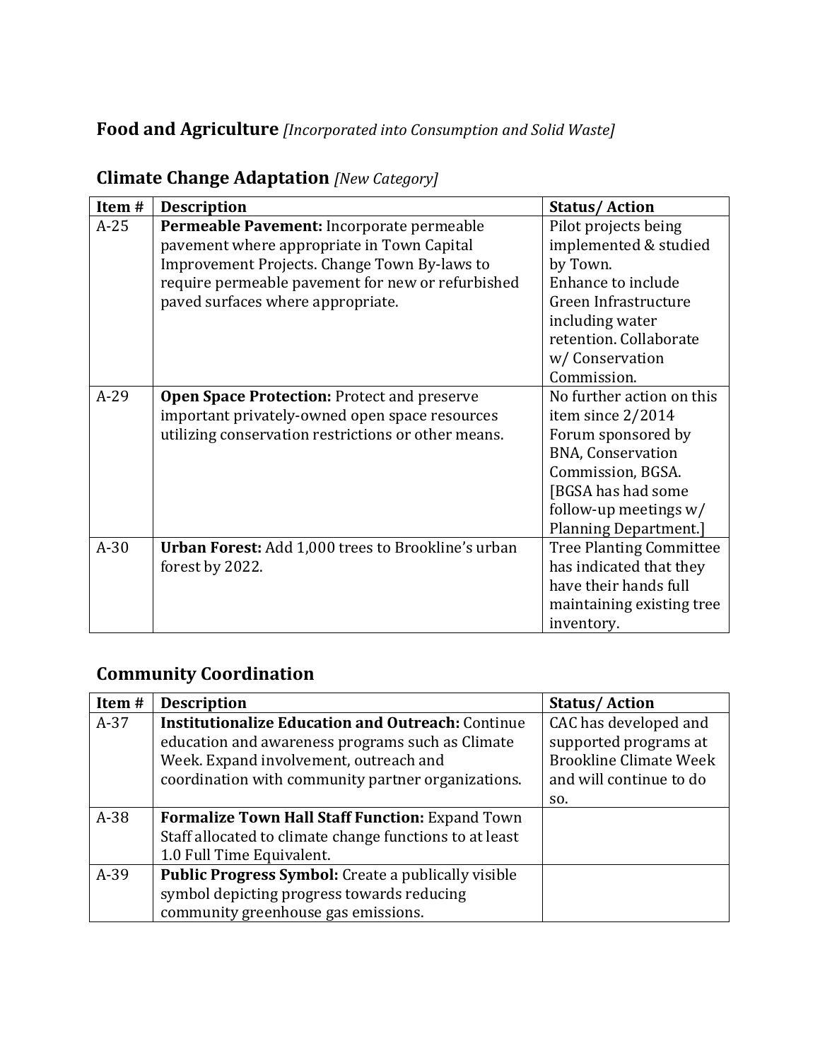## Food and Agriculture *[Incorporated into Consumption and Solid Waste]*

## Climate Change Adaptation *[New Category]*

| Item # | Description | Status/ Action |
| --- | --- | --- |
| A-25 | **Permeable Pavement:** Incorporate permeable pavement where appropriate in Town Capital Improvement Projects. Change Town By-laws to require permeable pavement for new or refurbished paved surfaces where appropriate. | Pilot projects being implemented & studied by Town. Enhance to include Green Infrastructure including water retention. Collaborate w/ Conservation Commission. |
| A-29 | **Open Space Protection:** Protect and preserve important privately-owned open space resources utilizing conservation restrictions or other means. | No further action on this item since 2/2014 Forum sponsored by BNA, Conservation Commission, BGSA. [BGSA has had some follow-up meetings w/ Planning Department.] |
| A-30 | **Urban Forest:** Add 1,000 trees to Brookline's urban forest by 2022. | Tree Planting Committee has indicated that they have their hands full maintaining existing tree inventory. |

## Community Coordination

| Item # | Description | Status/ Action |
| --- | --- | --- |
| A-37 | **Institutionalize Education and Outreach:** Continue education and awareness programs such as Climate Week. Expand involvement, outreach and coordination with community partner organizations. | CAC has developed and supported programs at Brookline Climate Week and will continue to do so. |
| A-38 | **Formalize Town Hall Staff Function:** Expand Town Staff allocated to climate change functions to at least 1.0 Full Time Equivalent. | |
| A-39 | **Public Progress Symbol:** Create a publically visible symbol depicting progress towards reducing community greenhouse gas emissions. | |